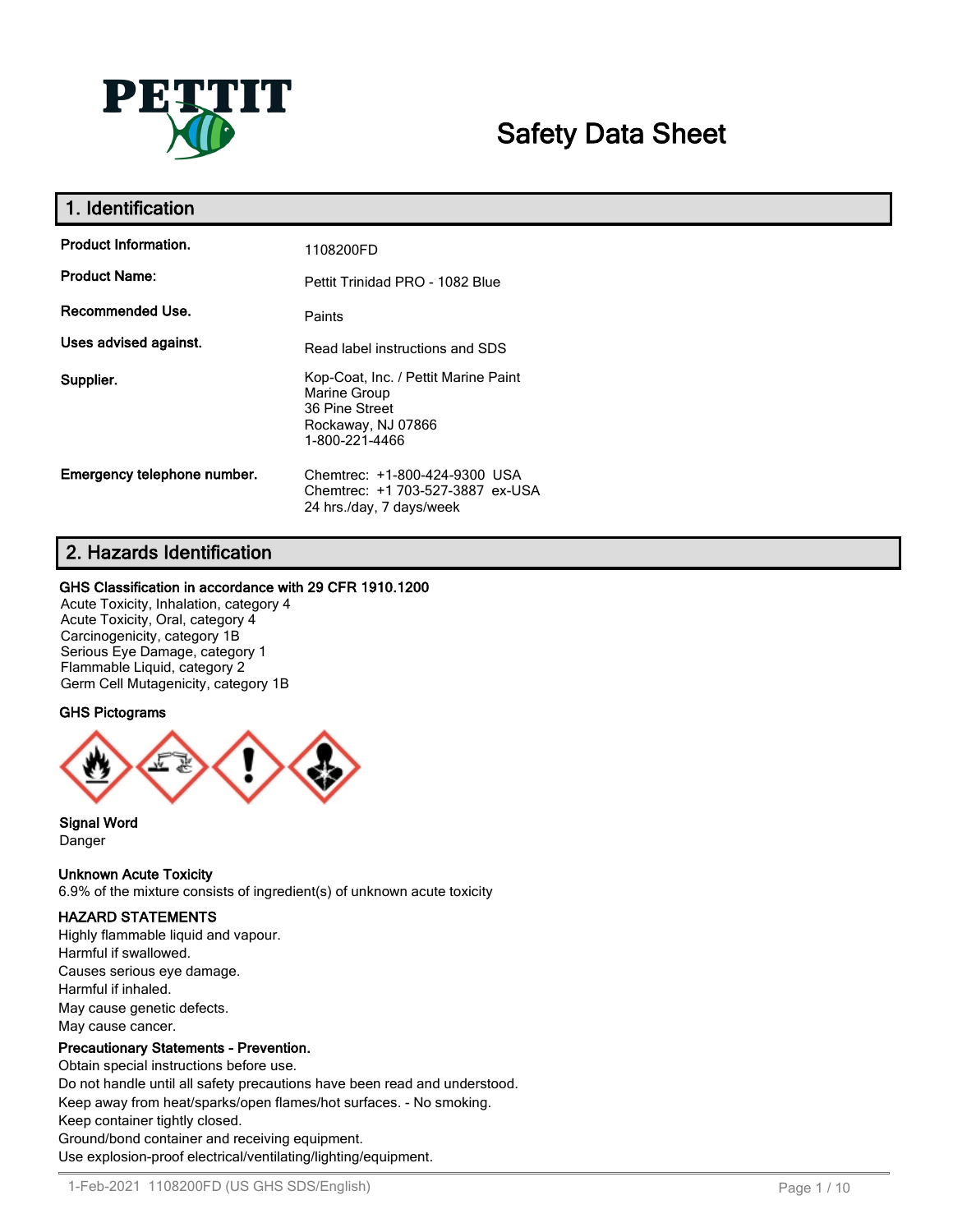# Safety Data Sheet

## 1. Identification

| | |
|---|---|
| **Product Information.** | 1108200FD |
| **Product Name:** | Pettit Trinidad PRO - 1082 Blue |
| **Recommended Use.** | Paints |
| **Uses advised against.** | Read label instructions and SDS |
| **Supplier.** | Kop-Coat, Inc. / Pettit Marine Paint<br>Marine Group<br>36 Pine Street<br>Rockaway, NJ 07866<br>1-800-221-4466 |
| **Emergency telephone number.** | Chemtrec: +1-800-424-9300 USA<br>Chemtrec: +1 703-527-3887 ex-USA<br>24 hrs./day, 7 days/week |

## 2. Hazards Identification

**GHS Classification in accordance with 29 CFR 1910.1200**

Acute Toxicity, Inhalation, category 4
Acute Toxicity, Oral, category 4
Carcinogenicity, category 1B
Serious Eye Damage, category 1
Flammable Liquid, category 2
Germ Cell Mutagenicity, category 1B

**GHS Pictograms**

**Signal Word**

Danger

**Unknown Acute Toxicity**

6.9% of the mixture consists of ingredient(s) of unknown acute toxicity

**HAZARD STATEMENTS**

Highly flammable liquid and vapour.
Harmful if swallowed.
Causes serious eye damage.
Harmful if inhaled.
May cause genetic defects.
May cause cancer.

**Precautionary Statements - Prevention.**

Obtain special instructions before use.
Do not handle until all safety precautions have been read and understood.
Keep away from heat/sparks/open flames/hot surfaces. - No smoking.
Keep container tightly closed.
Ground/bond container and receiving equipment.
Use explosion-proof electrical/ventilating/lighting/equipment.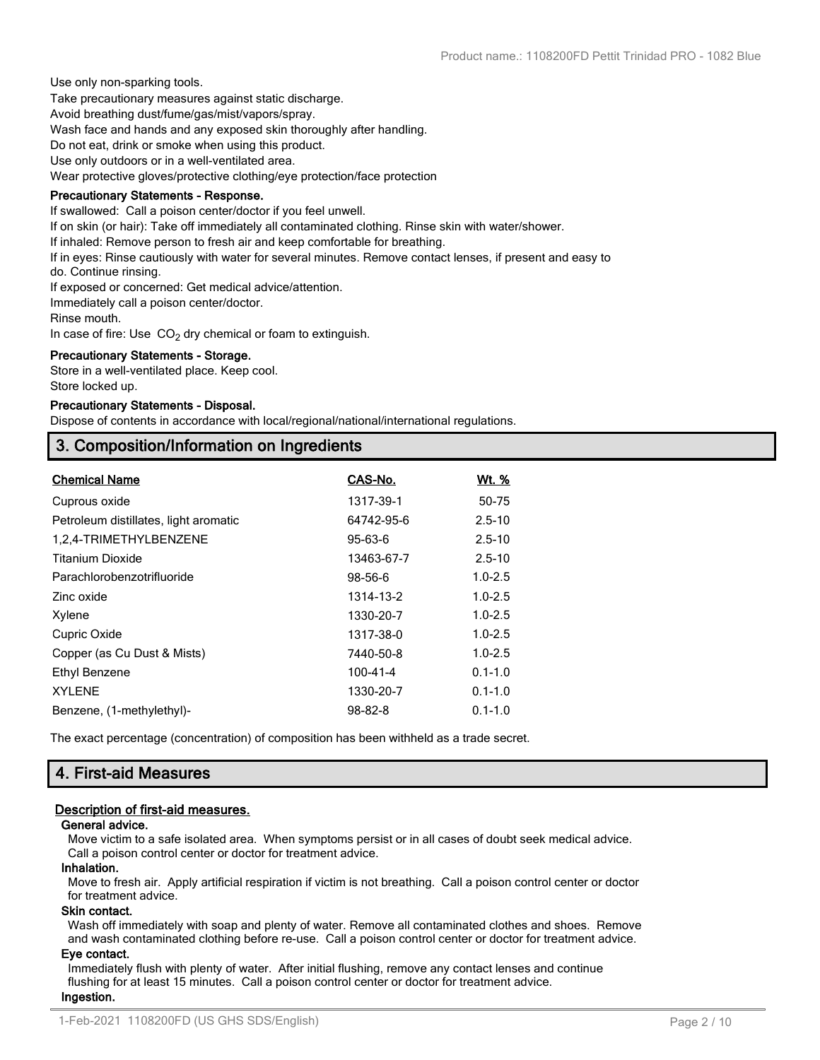Use only non-sparking tools.
Take precautionary measures against static discharge.
Avoid breathing dust/fume/gas/mist/vapors/spray.
Wash face and hands and any exposed skin thoroughly after handling.
Do not eat, drink or smoke when using this product.
Use only outdoors or in a well-ventilated area.
Wear protective gloves/protective clothing/eye protection/face protection

**Precautionary Statements - Response.**

If swallowed: Call a poison center/doctor if you feel unwell.
If on skin (or hair): Take off immediately all contaminated clothing. Rinse skin with water/shower.
If inhaled: Remove person to fresh air and keep comfortable for breathing.
If in eyes: Rinse cautiously with water for several minutes. Remove contact lenses, if present and easy to do. Continue rinsing.
If exposed or concerned: Get medical advice/attention.
Immediately call a poison center/doctor.
Rinse mouth.
In case of fire: Use $CO_2$ dry chemical or foam to extinguish.

**Precautionary Statements - Storage.**

Store in a well-ventilated place. Keep cool.
Store locked up.

**Precautionary Statements - Disposal.**

Dispose of contents in accordance with local/regional/national/international regulations.

## 3. Composition/Information on Ingredients

| Chemical Name | CAS-No. | Wt. % |
|---|---|---|
| Cuprous oxide | 1317-39-1 | 50-75 |
| Petroleum distillates, light aromatic | 64742-95-6 | 2.5-10 |
| 1,2,4-TRIMETHYLBENZENE | 95-63-6 | 2.5-10 |
| Titanium Dioxide | 13463-67-7 | 2.5-10 |
| Parachlorobenzotrifluoride | 98-56-6 | 1.0-2.5 |
| Zinc oxide | 1314-13-2 | 1.0-2.5 |
| Xylene | 1330-20-7 | 1.0-2.5 |
| Cupric Oxide | 1317-38-0 | 1.0-2.5 |
| Copper (as Cu Dust & Mists) | 7440-50-8 | 1.0-2.5 |
| Ethyl Benzene | 100-41-4 | 0.1-1.0 |
| XYLENE | 1330-20-7 | 0.1-1.0 |
| Benzene, (1-methylethyl)- | 98-82-8 | 0.1-1.0 |

The exact percentage (concentration) of composition has been withheld as a trade secret.

## 4. First-aid Measures

### Description of first-aid measures.

**General advice.**

Move victim to a safe isolated area. When symptoms persist or in all cases of doubt seek medical advice. Call a poison control center or doctor for treatment advice.

**Inhalation.**

Move to fresh air. Apply artificial respiration if victim is not breathing. Call a poison control center or doctor for treatment advice.

**Skin contact.**

Wash off immediately with soap and plenty of water. Remove all contaminated clothes and shoes. Remove and wash contaminated clothing before re-use. Call a poison control center or doctor for treatment advice.

**Eye contact.**

Immediately flush with plenty of water. After initial flushing, remove any contact lenses and continue flushing for at least 15 minutes. Call a poison control center or doctor for treatment advice.

**Ingestion.**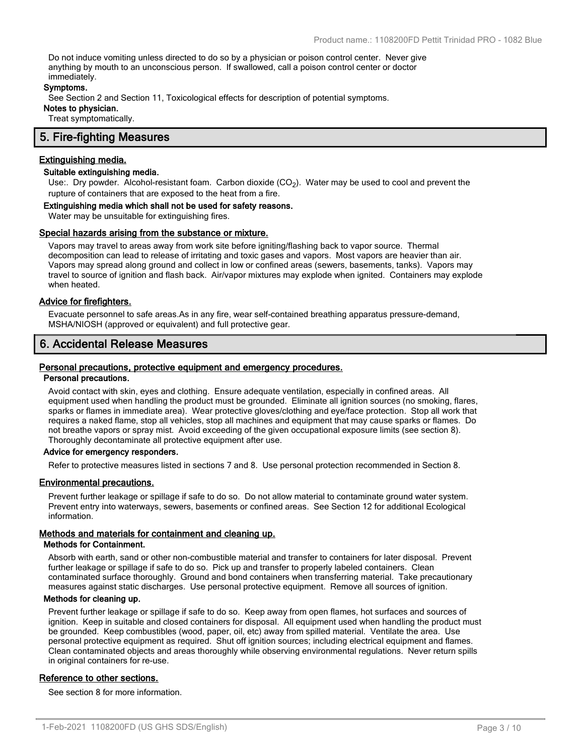Do not induce vomiting unless directed to do so by a physician or poison control center. Never give anything by mouth to an unconscious person. If swallowed, call a poison control center or doctor immediately.

**Symptoms.**

See Section 2 and Section 11, Toxicological effects for description of potential symptoms.

**Notes to physician.**

Treat symptomatically.

## 5. Fire-fighting Measures

### Extinguishing media.

**Suitable extinguishing media.**

Use:. Dry powder. Alcohol-resistant foam. Carbon dioxide ($CO_2$). Water may be used to cool and prevent the rupture of containers that are exposed to the heat from a fire.

**Extinguishing media which shall not be used for safety reasons.**

Water may be unsuitable for extinguishing fires.

### Special hazards arising from the substance or mixture.

Vapors may travel to areas away from work site before igniting/flashing back to vapor source. Thermal decomposition can lead to release of irritating and toxic gases and vapors. Most vapors are heavier than air. Vapors may spread along ground and collect in low or confined areas (sewers, basements, tanks). Vapors may travel to source of ignition and flash back. Air/vapor mixtures may explode when ignited. Containers may explode when heated.

### Advice for firefighters.

Evacuate personnel to safe areas.As in any fire, wear self-contained breathing apparatus pressure-demand, MSHA/NIOSH (approved or equivalent) and full protective gear.

## 6. Accidental Release Measures

### Personal precautions, protective equipment and emergency procedures.

**Personal precautions.**

Avoid contact with skin, eyes and clothing. Ensure adequate ventilation, especially in confined areas. All equipment used when handling the product must be grounded. Eliminate all ignition sources (no smoking, flares, sparks or flames in immediate area). Wear protective gloves/clothing and eye/face protection. Stop all work that requires a naked flame, stop all vehicles, stop all machines and equipment that may cause sparks or flames. Do not breathe vapors or spray mist. Avoid exceeding of the given occupational exposure limits (see section 8). Thoroughly decontaminate all protective equipment after use.

**Advice for emergency responders.**

Refer to protective measures listed in sections 7 and 8. Use personal protection recommended in Section 8.

### Environmental precautions.

Prevent further leakage or spillage if safe to do so. Do not allow material to contaminate ground water system. Prevent entry into waterways, sewers, basements or confined areas. See Section 12 for additional Ecological information.

### Methods and materials for containment and cleaning up.

**Methods for Containment.**

Absorb with earth, sand or other non-combustible material and transfer to containers for later disposal. Prevent further leakage or spillage if safe to do so. Pick up and transfer to properly labeled containers. Clean contaminated surface thoroughly. Ground and bond containers when transferring material. Take precautionary measures against static discharges. Use personal protective equipment. Remove all sources of ignition.

**Methods for cleaning up.**

Prevent further leakage or spillage if safe to do so. Keep away from open flames, hot surfaces and sources of ignition. Keep in suitable and closed containers for disposal. All equipment used when handling the product must be grounded. Keep combustibles (wood, paper, oil, etc) away from spilled material. Ventilate the area. Use personal protective equipment as required. Shut off ignition sources; including electrical equipment and flames. Clean contaminated objects and areas thoroughly while observing environmental regulations. Never return spills in original containers for re-use.

### Reference to other sections.

See section 8 for more information.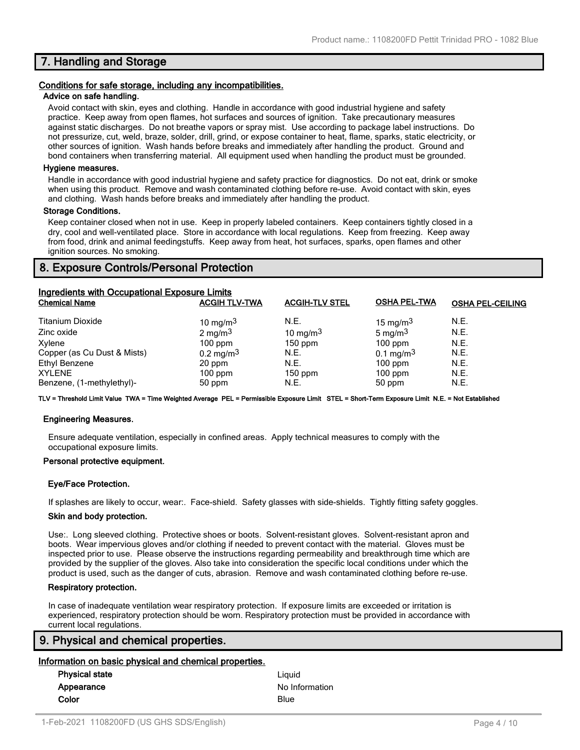## 7. Handling and Storage

### Conditions for safe storage, including any incompatibilities.

**Advice on safe handling.**

Avoid contact with skin, eyes and clothing. Handle in accordance with good industrial hygiene and safety practice. Keep away from open flames, hot surfaces and sources of ignition. Take precautionary measures against static discharges. Do not breathe vapors or spray mist. Use according to package label instructions. Do not pressurize, cut, weld, braze, solder, drill, grind, or expose container to heat, flame, sparks, static electricity, or other sources of ignition. Wash hands before breaks and immediately after handling the product. Ground and bond containers when transferring material. All equipment used when handling the product must be grounded.

**Hygiene measures.**

Handle in accordance with good industrial hygiene and safety practice for diagnostics. Do not eat, drink or smoke when using this product. Remove and wash contaminated clothing before re-use. Avoid contact with skin, eyes and clothing. Wash hands before breaks and immediately after handling the product.

**Storage Conditions.**

Keep container closed when not in use. Keep in properly labeled containers. Keep containers tightly closed in a dry, cool and well-ventilated place. Store in accordance with local regulations. Keep from freezing. Keep away from food, drink and animal feedingstuffs. Keep away from heat, hot surfaces, sparks, open flames and other ignition sources. No smoking.

## 8. Exposure Controls/Personal Protection

### Ingredients with Occupational Exposure Limits

| Chemical Name | ACGIH TLV-TWA | ACGIH-TLV STEL | OSHA PEL-TWA | OSHA PEL-CEILING |
|---|---|---|---|---|
| Titanium Dioxide | 10 mg/m$^3$ | N.E. | 15 mg/m$^3$ | N.E. |
| Zinc oxide | 2 mg/m$^3$ | 10 mg/m$^3$ | 5 mg/m$^3$ | N.E. |
| Xylene | 100 ppm | 150 ppm | 100 ppm | N.E. |
| Copper (as Cu Dust & Mists) | 0.2 mg/m$^3$ | N.E. | 0.1 mg/m$^3$ | N.E. |
| Ethyl Benzene | 20 ppm | N.E. | 100 ppm | N.E. |
| XYLENE | 100 ppm | 150 ppm | 100 ppm | N.E. |
| Benzene, (1-methylethyl)- | 50 ppm | N.E. | 50 ppm | N.E. |

**TLV = Threshold Limit Value TWA = Time Weighted Average PEL = Permissible Exposure Limit STEL = Short-Term Exposure Limit N.E. = Not Established**

**Engineering Measures.**

Ensure adequate ventilation, especially in confined areas. Apply technical measures to comply with the occupational exposure limits.

**Personal protective equipment.**

**Eye/Face Protection.**

If splashes are likely to occur, wear:. Face-shield. Safety glasses with side-shields. Tightly fitting safety goggles.

**Skin and body protection.**

Use:. Long sleeved clothing. Protective shoes or boots. Solvent-resistant gloves. Solvent-resistant apron and boots. Wear impervious gloves and/or clothing if needed to prevent contact with the material. Gloves must be inspected prior to use. Please observe the instructions regarding permeability and breakthrough time which are provided by the supplier of the gloves. Also take into consideration the specific local conditions under which the product is used, such as the danger of cuts, abrasion. Remove and wash contaminated clothing before re-use.

**Respiratory protection.**

In case of inadequate ventilation wear respiratory protection. If exposure limits are exceeded or irritation is experienced, respiratory protection should be worn. Respiratory protection must be provided in accordance with current local regulations.

## 9. Physical and chemical properties.

### Information on basic physical and chemical properties.

| | |
|---|---|
| **Physical state** | Liquid |
| **Appearance** | No Information |
| **Color** | Blue |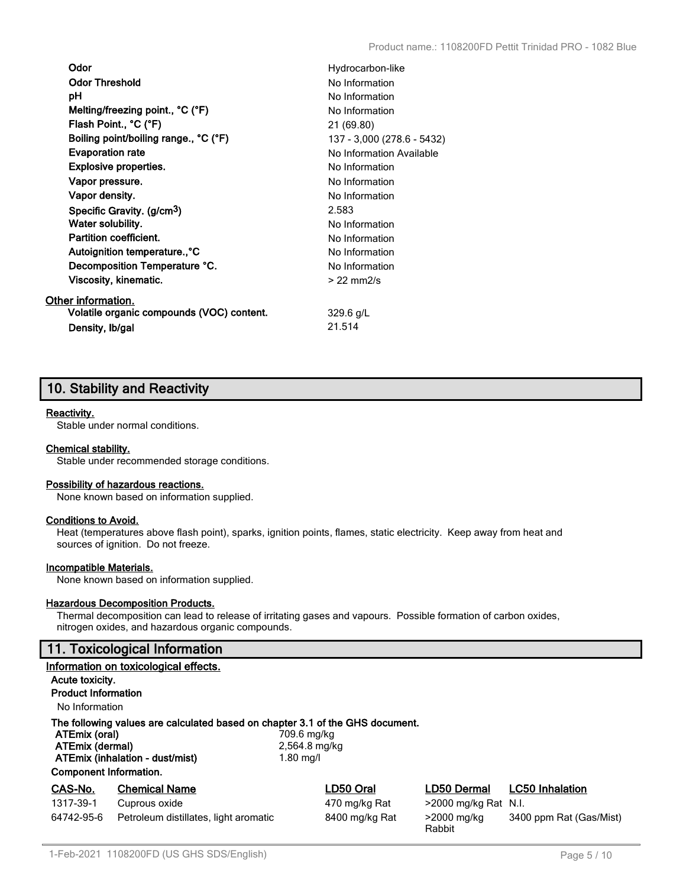| | |
|---|---|
| **Odor** | Hydrocarbon-like |
| **Odor Threshold** | No Information |
| **pH** | No Information |
| **Melting/freezing point., °C (°F)** | No Information |
| **Flash Point., °C (°F)** | 21 (69.80) |
| **Boiling point/boiling range., °C (°F)** | 137 - 3,000 (278.6 - 5432) |
| **Evaporation rate** | No Information Available |
| **Explosive properties.** | No Information |
| **Vapor pressure.** | No Information |
| **Vapor density.** | No Information |
| **Specific Gravity. (g/cm$^3$)** | 2.583 |
| **Water solubility.** | No Information |
| **Partition coefficient.** | No Information |
| **Autoignition temperature.,°C** | No Information |
| **Decomposition Temperature °C.** | No Information |
| **Viscosity, kinematic.** | > 22 mm2/s |

**Other information.**

| | |
|---|---|
| **Volatile organic compounds (VOC) content.** | 329.6 g/L |
| **Density, lb/gal** | 21.514 |

## 10. Stability and Reactivity

**Reactivity.**
Stable under normal conditions.

**Chemical stability.**
Stable under recommended storage conditions.

**Possibility of hazardous reactions.**
None known based on information supplied.

**Conditions to Avoid.**
Heat (temperatures above flash point), sparks, ignition points, flames, static electricity. Keep away from heat and sources of ignition. Do not freeze.

**Incompatible Materials.**
None known based on information supplied.

**Hazardous Decomposition Products.**
Thermal decomposition can lead to release of irritating gases and vapours. Possible formation of carbon oxides, nitrogen oxides, and hazardous organic compounds.

## 11. Toxicological Information

**Information on toxicological effects.**

**Acute toxicity.**

**Product Information**

No Information

**The following values are calculated based on chapter 3.1 of the GHS document.**

| | |
|---|---|
| **ATEmix (oral)** | 709.6 mg/kg |
| **ATEmix (dermal)** | 2,564.8 mg/kg |
| **ATEmix (inhalation - dust/mist)** | 1.80 mg/l |

**Component Information.**

| CAS-No. | Chemical Name | LD50 Oral | LD50 Dermal | LC50 Inhalation |
|---|---|---|---|---|
| 1317-39-1 | Cuprous oxide | 470 mg/kg Rat | >2000 mg/kg Rat | N.I. |
| 64742-95-6 | Petroleum distillates, light aromatic | 8400 mg/kg Rat | >2000 mg/kg Rabbit | 3400 ppm Rat (Gas/Mist) |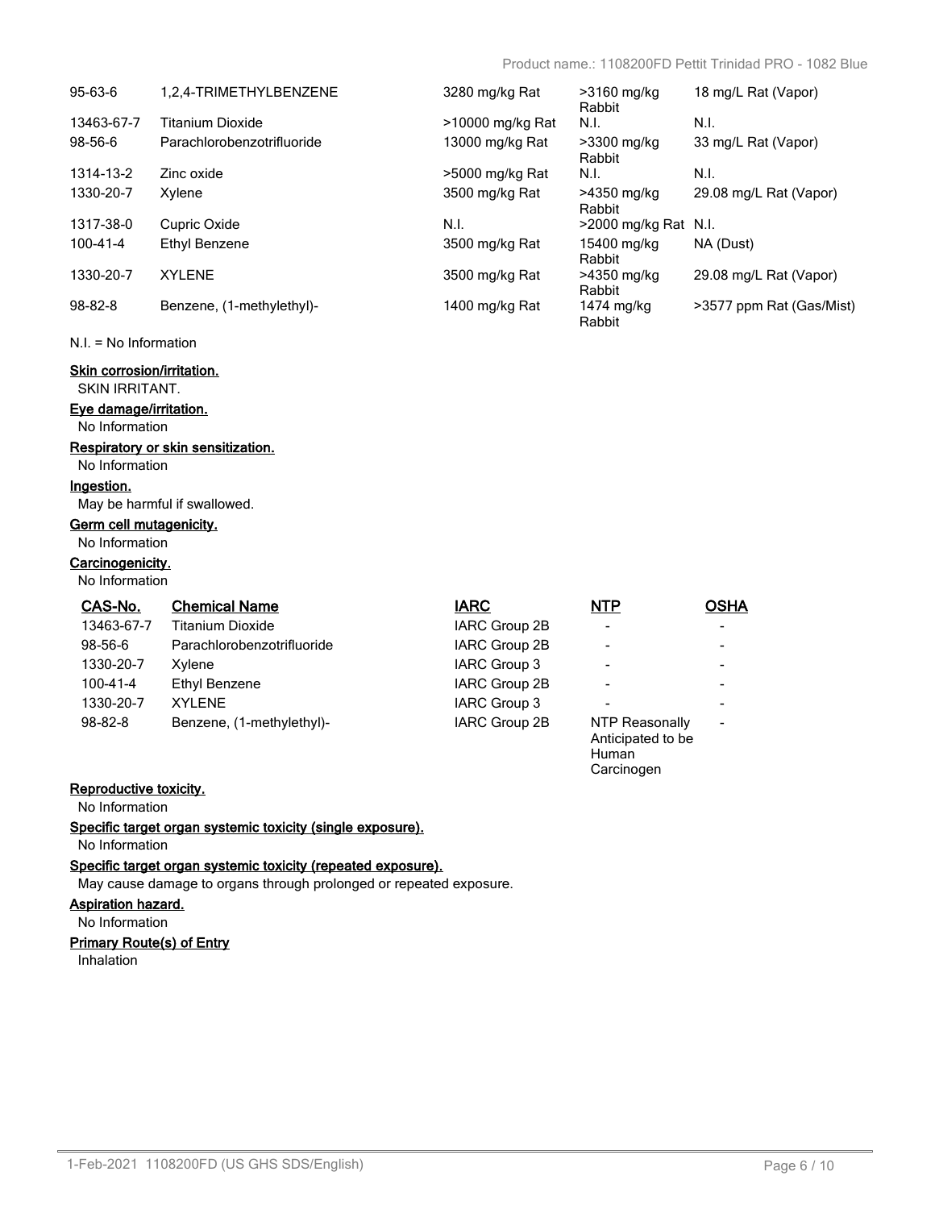| | | | | |
|---|---|---|---|---|
| 95-63-6 | 1,2,4-TRIMETHYLBENZENE | 3280 mg/kg Rat | >3160 mg/kg Rabbit | 18 mg/L Rat (Vapor) |
| 13463-67-7 | Titanium Dioxide | >10000 mg/kg Rat | N.I. | N.I. |
| 98-56-6 | Parachlorobenzotrifluoride | 13000 mg/kg Rat | >3300 mg/kg Rabbit | 33 mg/L Rat (Vapor) |
| 1314-13-2 | Zinc oxide | >5000 mg/kg Rat | N.I. | N.I. |
| 1330-20-7 | Xylene | 3500 mg/kg Rat | >4350 mg/kg Rabbit | 29.08 mg/L Rat (Vapor) |
| 1317-38-0 | Cupric Oxide | N.I. | >2000 mg/kg Rat | N.I. |
| 100-41-4 | Ethyl Benzene | 3500 mg/kg Rat | 15400 mg/kg Rabbit | NA (Dust) |
| 1330-20-7 | XYLENE | 3500 mg/kg Rat | >4350 mg/kg Rabbit | 29.08 mg/L Rat (Vapor) |
| 98-82-8 | Benzene, (1-methylethyl)- | 1400 mg/kg Rat | 1474 mg/kg Rabbit | >3577 ppm Rat (Gas/Mist) |

N.I. = No Information

**Skin corrosion/irritation.**

SKIN IRRITANT.

**Eye damage/irritation.**

No Information

**Respiratory or skin sensitization.**

No Information

**Ingestion.**

May be harmful if swallowed.

**Germ cell mutagenicity.**

No Information

**Carcinogenicity.**

No Information

| CAS-No. | Chemical Name | IARC | NTP | OSHA |
|---|---|---|---|---|
| 13463-67-7 | Titanium Dioxide | IARC Group 2B | - | - |
| 98-56-6 | Parachlorobenzotrifluoride | IARC Group 2B | - | - |
| 1330-20-7 | Xylene | IARC Group 3 | - | - |
| 100-41-4 | Ethyl Benzene | IARC Group 2B | - | - |
| 1330-20-7 | XYLENE | IARC Group 3 | - | - |
| 98-82-8 | Benzene, (1-methylethyl)- | IARC Group 2B | NTP Reasonably Anticipated to be Human Carcinogen | - |

**Reproductive toxicity.**

No Information

**Specific target organ systemic toxicity (single exposure).**

No Information

**Specific target organ systemic toxicity (repeated exposure).**

May cause damage to organs through prolonged or repeated exposure.

**Aspiration hazard.**

No Information

**Primary Route(s) of Entry**

Inhalation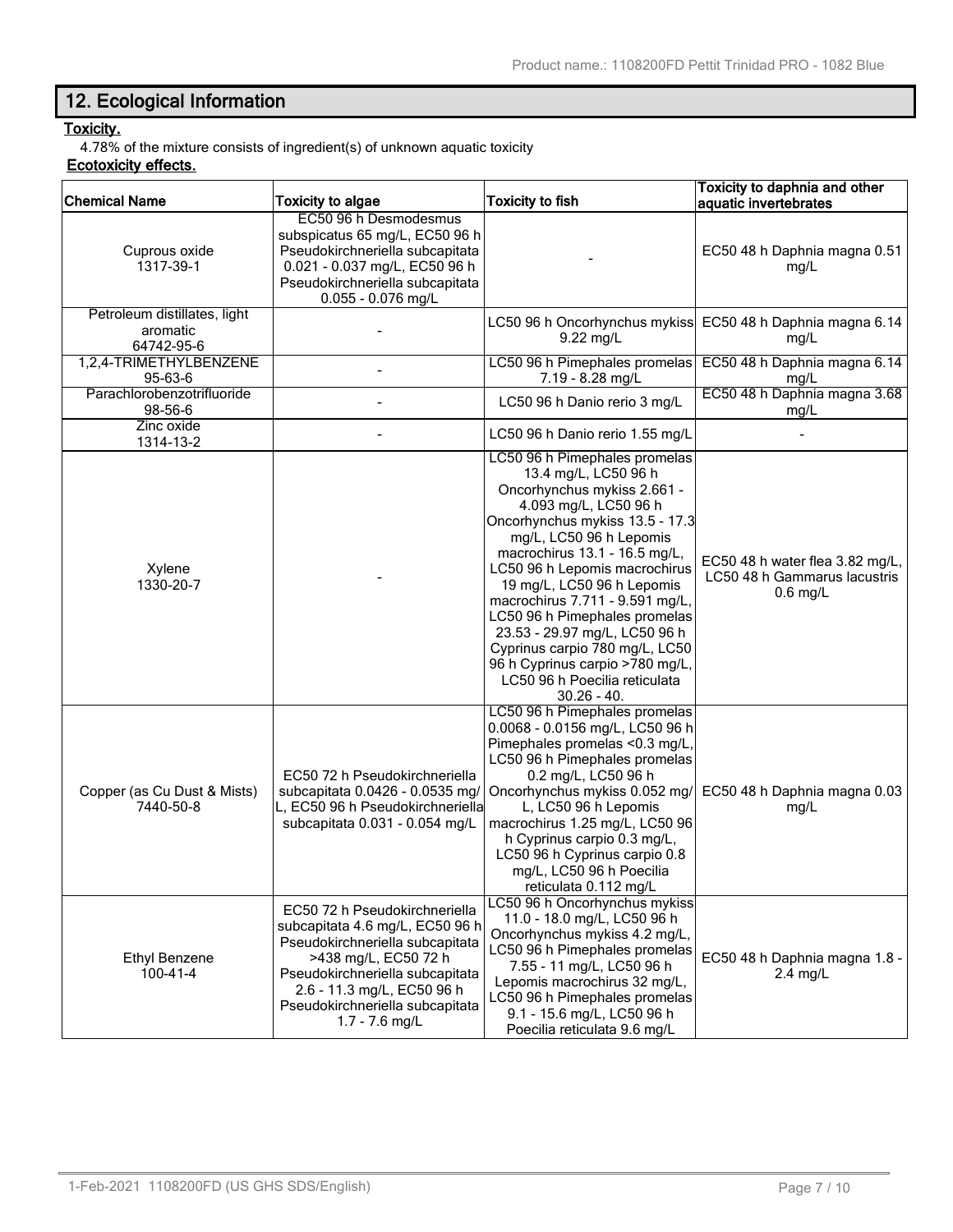## 12. Ecological Information

**Toxicity.**

4.78% of the mixture consists of ingredient(s) of unknown aquatic toxicity

**Ecotoxicity effects.**

| Chemical Name | Toxicity to algae | Toxicity to fish | Toxicity to daphnia and other aquatic invertebrates |
|---|---|---|---|
| Cuprous oxide 1317-39-1 | EC50 96 h Desmodesmus subspicatus 65 mg/L, EC50 96 h Pseudokirchneriella subcapitata 0.021 - 0.037 mg/L, EC50 96 h Pseudokirchneriella subcapitata 0.055 - 0.076 mg/L | - | EC50 48 h Daphnia magna 0.51 mg/L |
| Petroleum distillates, light aromatic 64742-95-6 | - | LC50 96 h Oncorhynchus mykiss 9.22 mg/L | EC50 48 h Daphnia magna 6.14 mg/L |
| 1,2,4-TRIMETHYLBENZENE 95-63-6 | - | LC50 96 h Pimephales promelas 7.19 - 8.28 mg/L | EC50 48 h Daphnia magna 6.14 mg/L |
| Parachlorobenzotrifluoride 98-56-6 | - | LC50 96 h Danio rerio 3 mg/L | EC50 48 h Daphnia magna 3.68 mg/L |
| Zinc oxide 1314-13-2 | - | LC50 96 h Danio rerio 1.55 mg/L | - |
| Xylene 1330-20-7 | - | LC50 96 h Pimephales promelas 13.4 mg/L, LC50 96 h Oncorhynchus mykiss 2.661 - 4.093 mg/L, LC50 96 h Oncorhynchus mykiss 13.5 - 17.3 mg/L, LC50 96 h Lepomis macrochirus 13.1 - 16.5 mg/L, LC50 96 h Lepomis macrochirus 19 mg/L, LC50 96 h Lepomis macrochirus 7.711 - 9.591 mg/L, LC50 96 h Pimephales promelas 23.53 - 29.97 mg/L, LC50 96 h Cyprinus carpio 780 mg/L, LC50 96 h Cyprinus carpio >780 mg/L, LC50 96 h Poecilia reticulata 30.26 - 40. | EC50 48 h water flea 3.82 mg/L, LC50 48 h Gammarus lacustris 0.6 mg/L |
| Copper (as Cu Dust & Mists) 7440-50-8 | EC50 72 h Pseudokirchneriella subcapitata 0.0426 - 0.0535 mg/L, EC50 96 h Pseudokirchneriella subcapitata 0.031 - 0.054 mg/L | LC50 96 h Pimephales promelas 0.0068 - 0.0156 mg/L, LC50 96 h Pimephales promelas <0.3 mg/L, LC50 96 h Pimephales promelas 0.2 mg/L, LC50 96 h Oncorhynchus mykiss 0.052 mg/L, LC50 96 h Lepomis macrochirus 1.25 mg/L, LC50 96 h Cyprinus carpio 0.3 mg/L, LC50 96 h Cyprinus carpio 0.8 mg/L, LC50 96 h Poecilia reticulata 0.112 mg/L | EC50 48 h Daphnia magna 0.03 mg/L |
| Ethyl Benzene 100-41-4 | EC50 72 h Pseudokirchneriella subcapitata 4.6 mg/L, EC50 96 h Pseudokirchneriella subcapitata >438 mg/L, EC50 72 h Pseudokirchneriella subcapitata 2.6 - 11.3 mg/L, EC50 96 h Pseudokirchneriella subcapitata 1.7 - 7.6 mg/L | LC50 96 h Oncorhynchus mykiss 11.0 - 18.0 mg/L, LC50 96 h Oncorhynchus mykiss 4.2 mg/L, LC50 96 h Pimephales promelas 7.55 - 11 mg/L, LC50 96 h Lepomis macrochirus 32 mg/L, LC50 96 h Pimephales promelas 9.1 - 15.6 mg/L, LC50 96 h Poecilia reticulata 9.6 mg/L | EC50 48 h Daphnia magna 1.8 - 2.4 mg/L |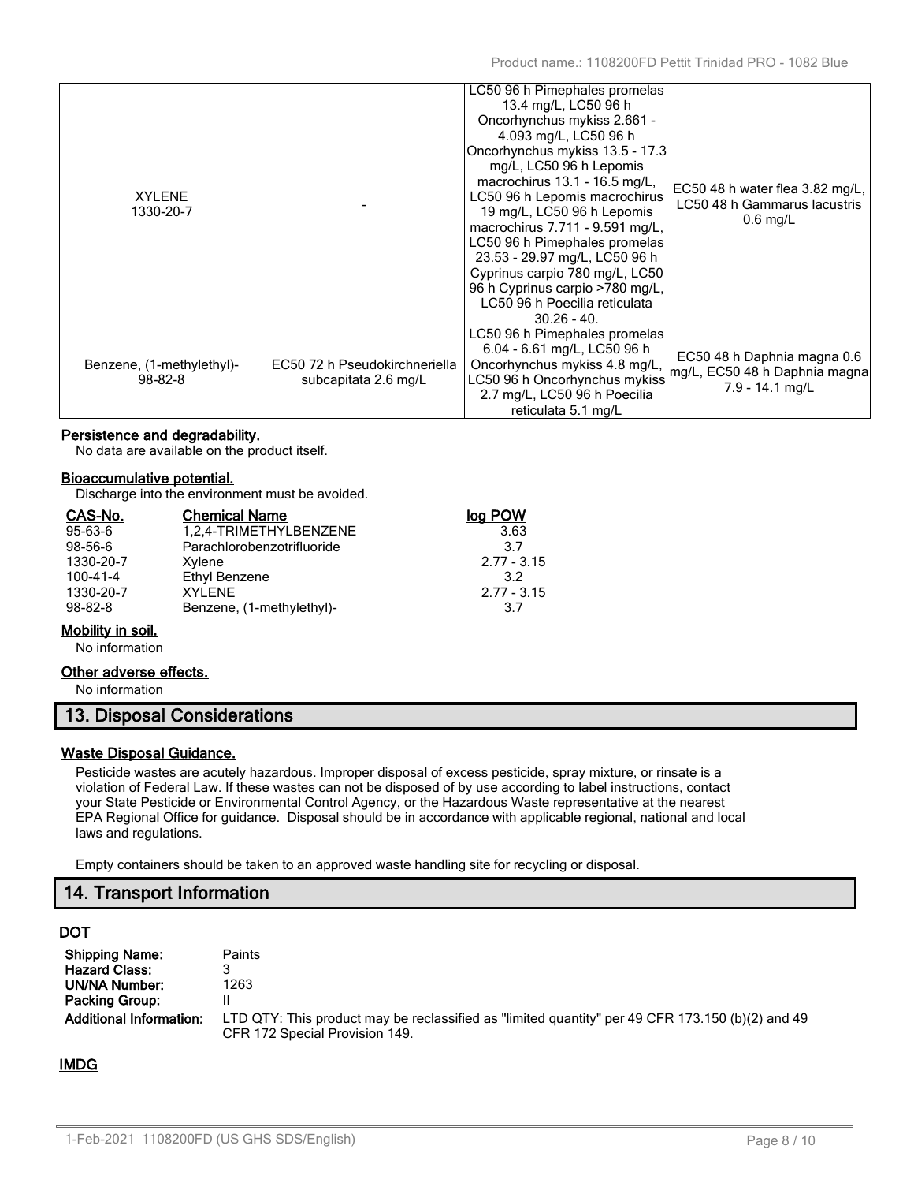| | | | |
|---|---|---|---|
| XYLENE<br>1330-20-7 | - | LC50 96 h Pimephales promelas 13.4 mg/L, LC50 96 h Oncorhynchus mykiss 2.661 - 4.093 mg/L, LC50 96 h Oncorhynchus mykiss 13.5 - 17.3 mg/L, LC50 96 h Lepomis macrochirus 13.1 - 16.5 mg/L, LC50 96 h Lepomis macrochirus 19 mg/L, LC50 96 h Lepomis macrochirus 7.711 - 9.591 mg/L, LC50 96 h Pimephales promelas 23.53 - 29.97 mg/L, LC50 96 h Cyprinus carpio 780 mg/L, LC50 96 h Cyprinus carpio >780 mg/L, LC50 96 h Poecilia reticulata 30.26 - 40. | EC50 48 h water flea 3.82 mg/L, LC50 48 h Gammarus lacustris 0.6 mg/L |
| Benzene, (1-methylethyl)-<br>98-82-8 | EC50 72 h Pseudokirchneriella subcapitata 2.6 mg/L | LC50 96 h Pimephales promelas 6.04 - 6.61 mg/L, LC50 96 h Oncorhynchus mykiss 4.8 mg/L, LC50 96 h Oncorhynchus mykiss 2.7 mg/L, LC50 96 h Poecilia reticulata 5.1 mg/L | EC50 48 h Daphnia magna 0.6 mg/L, EC50 48 h Daphnia magna 7.9 - 14.1 mg/L |

**Persistence and degradability.**

No data are available on the product itself.

**Bioaccumulative potential.**

Discharge into the environment must be avoided.

| CAS-No. | Chemical Name | log POW |
|---|---|---|
| 95-63-6 | 1,2,4-TRIMETHYLBENZENE | 3.63 |
| 98-56-6 | Parachlorobenzotrifluoride | 3.7 |
| 1330-20-7 | Xylene | 2.77 - 3.15 |
| 100-41-4 | Ethyl Benzene | 3.2 |
| 1330-20-7 | XYLENE | 2.77 - 3.15 |
| 98-82-8 | Benzene, (1-methylethyl)- | 3.7 |

**Mobility in soil.**

No information

**Other adverse effects.**

No information

## 13. Disposal Considerations

**Waste Disposal Guidance.**

Pesticide wastes are acutely hazardous. Improper disposal of excess pesticide, spray mixture, or rinsate is a violation of Federal Law. If these wastes can not be disposed of by use according to label instructions, contact your State Pesticide or Environmental Control Agency, or the Hazardous Waste representative at the nearest EPA Regional Office for guidance. Disposal should be in accordance with applicable regional, national and local laws and regulations.

Empty containers should be taken to an approved waste handling site for recycling or disposal.

## 14. Transport Information

**DOT**

| | |
|---|---|
| **Shipping Name:** | Paints |
| **Hazard Class:** | 3 |
| **UN/NA Number:** | 1263 |
| **Packing Group:** | II |
| **Additional Information:** | LTD QTY: This product may be reclassified as "limited quantity" per 49 CFR 173.150 (b)(2) and 49 CFR 172 Special Provision 149. |

**IMDG**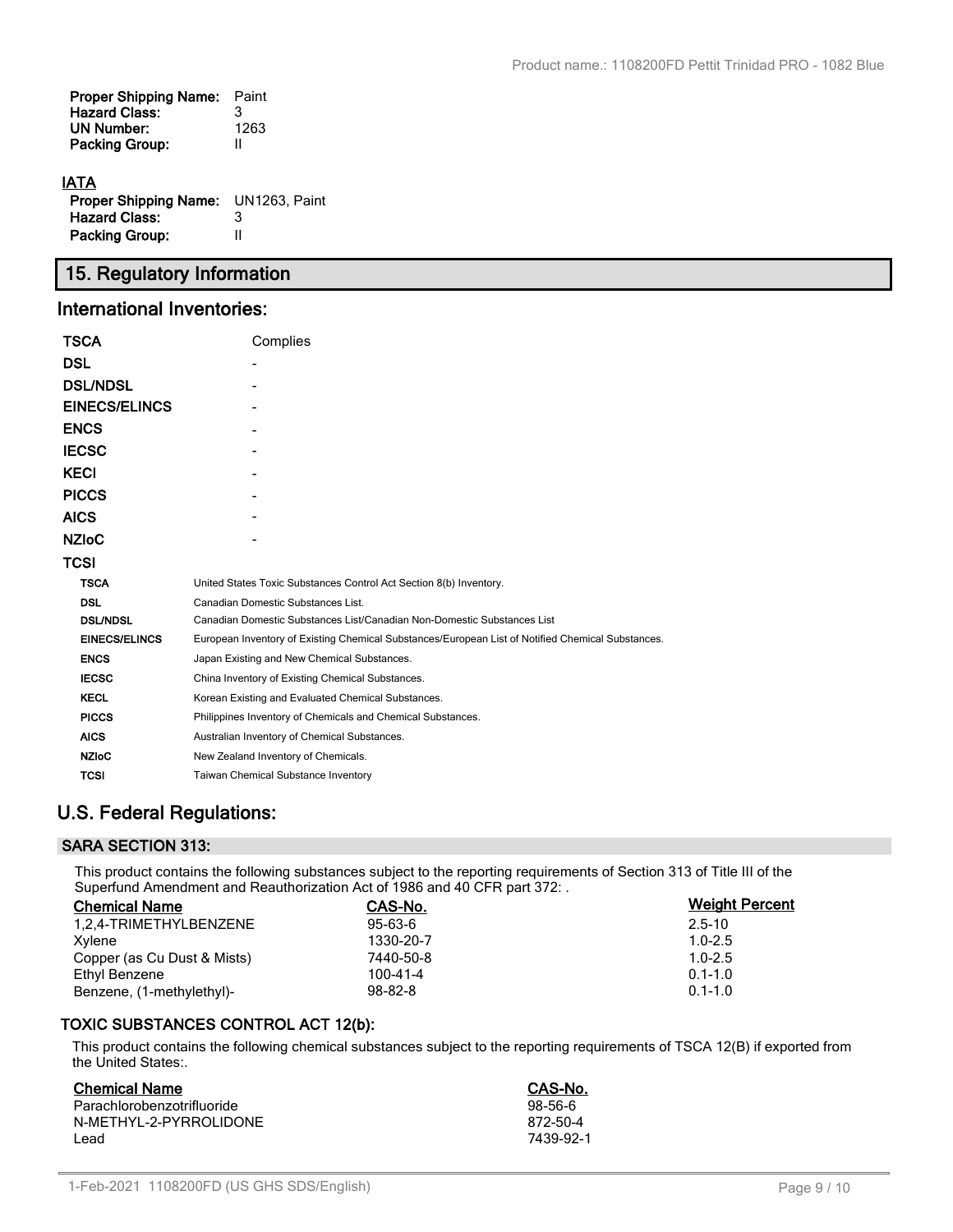| | |
|---|---|
| **Proper Shipping Name:** | Paint |
| **Hazard Class:** | 3 |
| **UN Number:** | 1263 |
| **Packing Group:** | II |

**IATA**

| | |
|---|---|
| **Proper Shipping Name:** | UN1263, Paint |
| **Hazard Class:** | 3 |
| **Packing Group:** | II |

## 15. Regulatory Information

### International Inventories:

| | |
|---|---|
| **TSCA** | Complies |
| **DSL** | - |
| **DSL/NDSL** | - |
| **EINECS/ELINCS** | - |
| **ENCS** | - |
| **IECSC** | - |
| **KECI** | - |
| **PICCS** | - |
| **AICS** | - |
| **NZIoC** | - |
| **TCSI** | |

| | |
|---|---|
| **TSCA** | United States Toxic Substances Control Act Section 8(b) Inventory. |
| **DSL** | Canadian Domestic Substances List. |
| **DSL/NDSL** | Canadian Domestic Substances List/Canadian Non-Domestic Substances List |
| **EINECS/ELINCS** | European Inventory of Existing Chemical Substances/European List of Notified Chemical Substances. |
| **ENCS** | Japan Existing and New Chemical Substances. |
| **IECSC** | China Inventory of Existing Chemical Substances. |
| **KECL** | Korean Existing and Evaluated Chemical Substances. |
| **PICCS** | Philippines Inventory of Chemicals and Chemical Substances. |
| **AICS** | Australian Inventory of Chemical Substances. |
| **NZIoC** | New Zealand Inventory of Chemicals. |
| **TCSI** | Taiwan Chemical Substance Inventory |

### U.S. Federal Regulations:

#### SARA SECTION 313:

This product contains the following substances subject to the reporting requirements of Section 313 of Title III of the Superfund Amendment and Reauthorization Act of 1986 and 40 CFR part 372: .

| Chemical Name | CAS-No. | Weight Percent |
|---|---|---|
| 1,2,4-TRIMETHYLBENZENE | 95-63-6 | 2.5-10 |
| Xylene | 1330-20-7 | 1.0-2.5 |
| Copper (as Cu Dust & Mists) | 7440-50-8 | 1.0-2.5 |
| Ethyl Benzene | 100-41-4 | 0.1-1.0 |
| Benzene, (1-methylethyl)- | 98-82-8 | 0.1-1.0 |

#### TOXIC SUBSTANCES CONTROL ACT 12(b):

This product contains the following chemical substances subject to the reporting requirements of TSCA 12(B) if exported from the United States:.

| Chemical Name | CAS-No. |
|---|---|
| Parachlorobenzotrifluoride | 98-56-6 |
| N-METHYL-2-PYRROLIDONE | 872-50-4 |
| Lead | 7439-92-1 |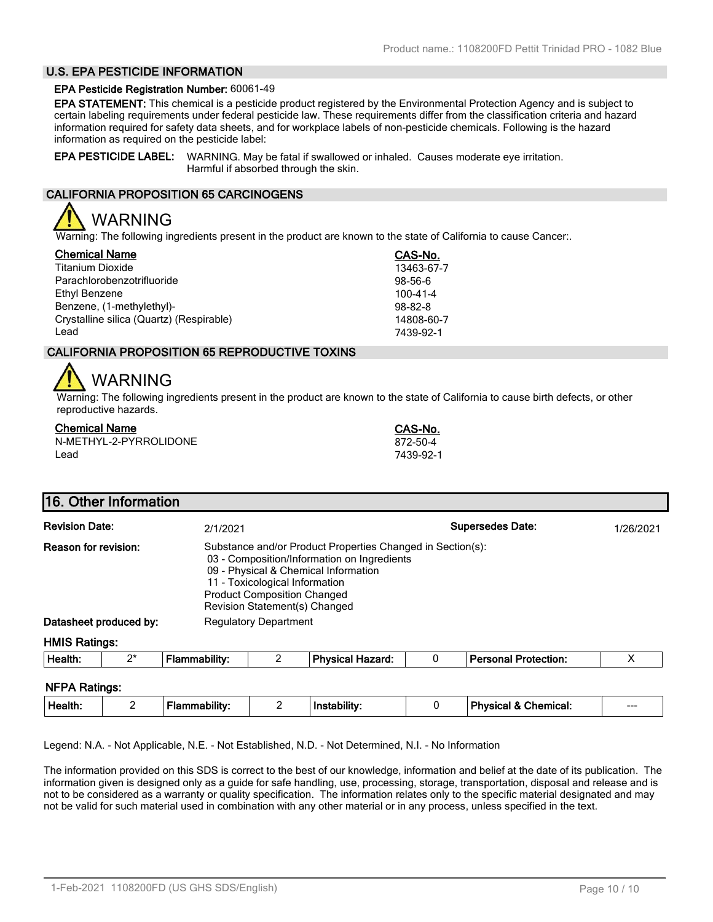## U.S. EPA PESTICIDE INFORMATION

**EPA Pesticide Registration Number:** 60061-49

**EPA STATEMENT:** This chemical is a pesticide product registered by the Environmental Protection Agency and is subject to certain labeling requirements under federal pesticide law. These requirements differ from the classification criteria and hazard information required for safety data sheets, and for workplace labels of non-pesticide chemicals. Following is the hazard information as required on the pesticide label:

**EPA PESTICIDE LABEL:** WARNING. May be fatal if swallowed or inhaled. Causes moderate eye irritation. Harmful if absorbed through the skin.

## CALIFORNIA PROPOSITION 65 CARCINOGENS

WARNING

Warning: The following ingredients present in the product are known to the state of California to cause Cancer:.

| Chemical Name | CAS-No. |
|---|---|
| Titanium Dioxide | 13463-67-7 |
| Parachlorobenzotrifluoride | 98-56-6 |
| Ethyl Benzene | 100-41-4 |
| Benzene, (1-methylethyl)- | 98-82-8 |
| Crystalline silica (Quartz) (Respirable) | 14808-60-7 |
| Lead | 7439-92-1 |

## CALIFORNIA PROPOSITION 65 REPRODUCTIVE TOXINS

WARNING

Warning: The following ingredients present in the product are known to the state of California to cause birth defects, or other reproductive hazards.

| Chemical Name | CAS-No. |
|---|---|
| N-METHYL-2-PYRROLIDONE | 872-50-4 |
| Lead | 7439-92-1 |

# 16. Other Information

**Revision Date:** 2/1/2021 **Supersedes Date:** 1/26/2021

**Reason for revision:** Substance and/or Product Properties Changed in Section(s):
- 03 - Composition/Information on Ingredients
- 09 - Physical & Chemical Information
- 11 - Toxicological Information

Product Composition Changed
Revision Statement(s) Changed

**Datasheet produced by:** Regulatory Department

**HMIS Ratings:**

| Health: | 2* | Flammability: | 2 | Physical Hazard: | 0 | Personal Protection: | X |
|---|---|---|---|---|---|---|---|

**NFPA Ratings:**

| Health: | 2 | Flammability: | 2 | Instability: | 0 | Physical & Chemical: | --- |
|---|---|---|---|---|---|---|---|

Legend: N.A. - Not Applicable, N.E. - Not Established, N.D. - Not Determined, N.I. - No Information

The information provided on this SDS is correct to the best of our knowledge, information and belief at the date of its publication. The information given is designed only as a guide for safe handling, use, processing, storage, transportation, disposal and release and is not to be considered as a warranty or quality specification. The information relates only to the specific material designated and may not be valid for such material used in combination with any other material or in any process, unless specified in the text.